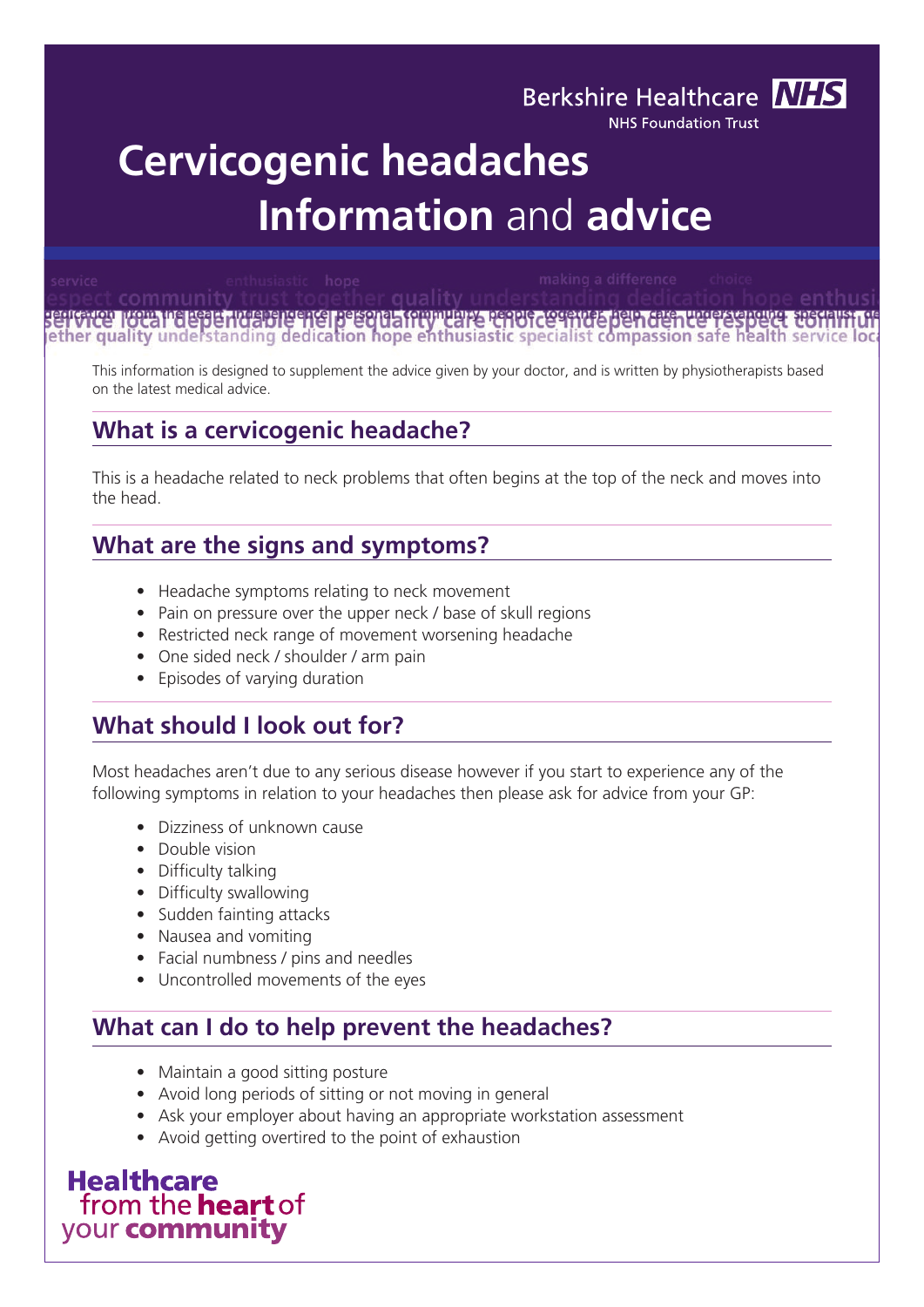Berkshire Healthcare NHS
NHS Foundation Trust

# Cervicogenic headaches
# Information and advice

This information is designed to supplement the advice given by your doctor, and is written by physiotherapists based on the latest medical advice.

## What is a cervicogenic headache?

This is a headache related to neck problems that often begins at the top of the neck and moves into the head.

## What are the signs and symptoms?

- Headache symptoms relating to neck movement
- Pain on pressure over the upper neck / base of skull regions
- Restricted neck range of movement worsening headache
- One sided neck / shoulder / arm pain
- Episodes of varying duration

## What should I look out for?

Most headaches aren't due to any serious disease however if you start to experience any of the following symptoms in relation to your headaches then please ask for advice from your GP:

- Dizziness of unknown cause
- Double vision
- Difficulty talking
- Difficulty swallowing
- Sudden fainting attacks
- Nausea and vomiting
- Facial numbness / pins and needles
- Uncontrolled movements of the eyes

## What can I do to help prevent the headaches?

- Maintain a good sitting posture
- Avoid long periods of sitting or not moving in general
- Ask your employer about having an appropriate workstation assessment
- Avoid getting overtired to the point of exhaustion

Healthcare from the **heart** of your **community**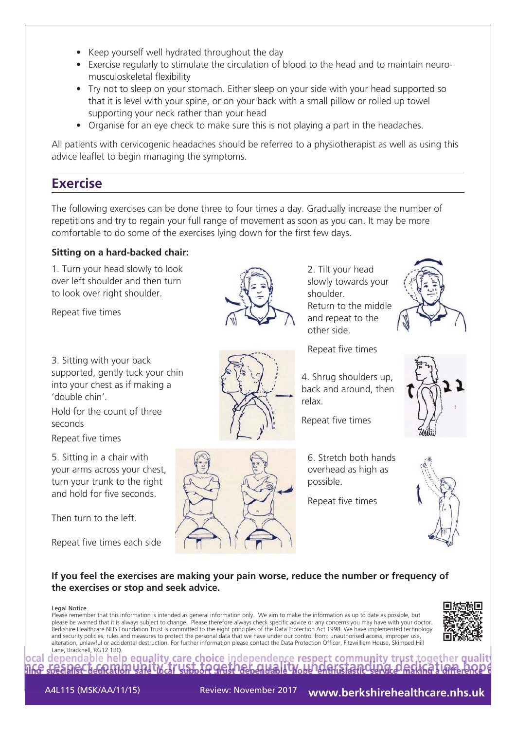- Keep yourself well hydrated throughout the day
- Exercise regularly to stimulate the circulation of blood to the head and to maintain neuro-musculoskeletal flexibility
- Try not to sleep on your stomach. Either sleep on your side with your head supported so that it is level with your spine, or on your back with a small pillow or rolled up towel supporting your neck rather than your head
- Organise for an eye check to make sure this is not playing a part in the headaches.

All patients with cervicogenic headaches should be referred to a physiotherapist as well as using this advice leaflet to begin managing the symptoms.

## Exercise

The following exercises can be done three to four times a day. Gradually increase the number of repetitions and try to regain your full range of movement as soon as you can. It may be more comfortable to do some of the exercises lying down for the first few days.

**Sitting on a hard-backed chair:**

1. Turn your head slowly to look over left shoulder and then turn to look over right shoulder.

Repeat five times

2. Tilt your head slowly towards your shoulder. Return to the middle and repeat to the other side.

Repeat five times

3. Sitting with your back supported, gently tuck your chin into your chest as if making a 'double chin'.

Hold for the count of three seconds

Repeat five times

4. Shrug shoulders up, back and around, then relax.

Repeat five times

5. Sitting in a chair with your arms across your chest, turn your trunk to the right and hold for five seconds.

Then turn to the left.

Repeat five times each side

6. Stretch both hands overhead as high as possible.

Repeat five times

**If you feel the exercises are making your pain worse, reduce the number or frequency of the exercises or stop and seek advice.**

Legal Notice

Please remember that this information is intended as general information only. We aim to make the information as up to date as possible, but please be warned that it is always subject to change. Please therefore always check specific advice or any concerns you may have with your doctor. Berkshire Healthcare NHS Foundation Trust is committed to the eight principles of the Data Protection Act 1998. We have implemented technology and security policies, rules and measures to protect the personal data that we have under our control from: unauthorised access, improper use, alteration, unlawful or accidental destruction. For further information please contact the Data Protection Officer, Fitzwilliam House, Skimped Hill Lane, Bracknell, RG12 1BQ.

A4L115 (MSK/AA/11/15) Review: November 2017 **www.berkshirehealthcare.nhs.uk**